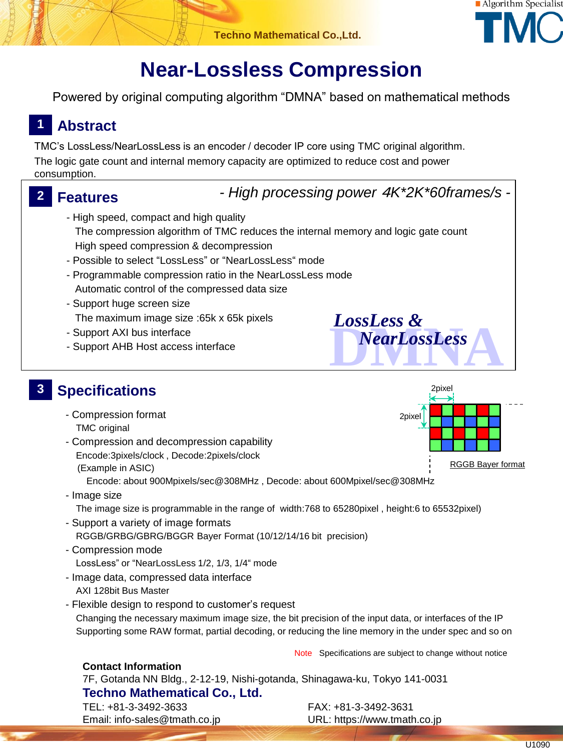# Near-Lossless Compression

Powered by original computing algorithm “DMNA” based on mathematical methods

## 1 Abstract

TMC’s LossLess/NearLossLess is an encoder / decoder IP core using TMC original algorithm.
The logic gate count and internal memory capacity are optimized to reduce cost and power consumption.

## 2 Features

*- High processing power 4K*2K*60frames/s -*

- High speed, compact and high quality
  The compression algorithm of TMC reduces the internal memory and logic gate count
  High speed compression & decompression
- Possible to select “LossLess” or “NearLossLess“ mode
- Programmable compression ratio in the NearLossLess mode
  Automatic control of the compressed data size
- Support huge screen size
  The maximum image size :65k x 65k pixels
- Support AXI bus interface
- Support AHB Host access interface

***LossLess & NearLossLess***

DMNA

## 3 Specifications

- Compression format
  TMC original
- Compression and decompression capability
  Encode:3pixels/clock , Decode:2pixels/clock
  (Example in ASIC)
  Encode: about 900Mpixels/sec@308MHz , Decode: about 600Mpixel/sec@308MHz
- Image size
  The image size is programmable in the range of width:768 to 65280pixel , height:6 to 65532pixel)
- Support a variety of image formats
  RGGB/GRBG/GBRG/BGGR Bayer Format (10/12/14/16 bit precision)
- Compression mode
  LossLess” or “NearLossLess 1/2, 1/3, 1/4“ mode
- Image data, compressed data interface
  AXI 128bit Bus Master
- Flexible design to respond to customer’s request
  Changing the necessary maximum image size, the bit precision of the input data, or interfaces of the IP
  Supporting some RAW format, partial decoding, or reducing the line memory in the under spec and so on

2pixel
2pixel
RGGB Bayer format

Note Specifications are subject to change without notice

**Contact Information**
7F, Gotanda NN Bldg., 2-12-19, Nishi-gotanda, Shinagawa-ku, Tokyo 141-0031
**Techno Mathematical Co., Ltd.**
TEL: +81-3-3492-3633 FAX: +81-3-3492-3631
Email: info-sales@tmath.co.jp URL: https://www.tmath.co.jp

U1090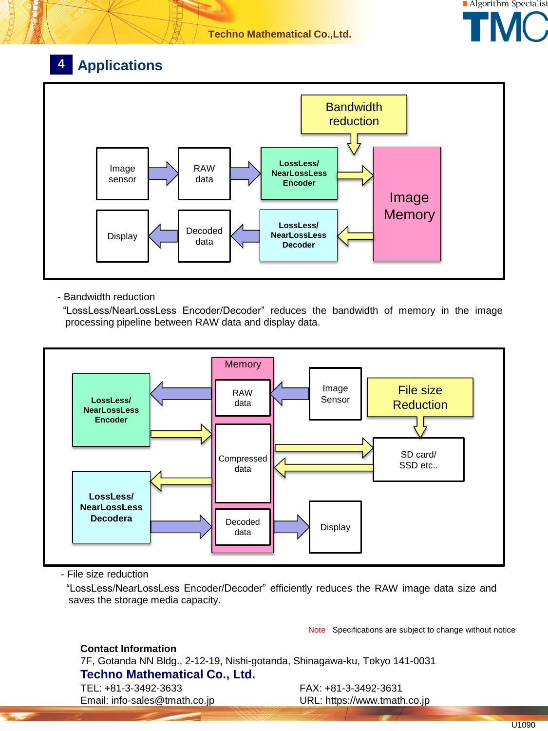## 4 Applications

Bandwidth reduction

Image sensor

RAW data

LossLess/ NearLossLess Encoder

Image Memory

Display

Decoded data

LossLess/ NearLossLess Decoder

- Bandwidth reduction

"LossLess/NearLossLess Encoder/Decoder" reduces the bandwidth of memory in the image processing pipeline between RAW data and display data.

Memory

RAW data

Image Sensor

File size Reduction

LossLess/ NearLossLess Encoder

Compressed data

SD card/ SSD etc..

LossLess/ NearLossLess Decodera

Decoded data

Display

- File size reduction

"LossLess/NearLossLess Encoder/Decoder" efficiently reduces the RAW image data size and saves the storage media capacity.

Note Specifications are subject to change without notice

**Contact Information**

7F, Gotanda NN Bldg., 2-12-19, Nishi-gotanda, Shinagawa-ku, Tokyo 141-0031

**Techno Mathematical Co., Ltd.**

TEL: +81-3-3492-3633 FAX: +81-3-3492-3631

Email: info-sales@tmath.co.jp URL: https://www.tmath.co.jp

U1090